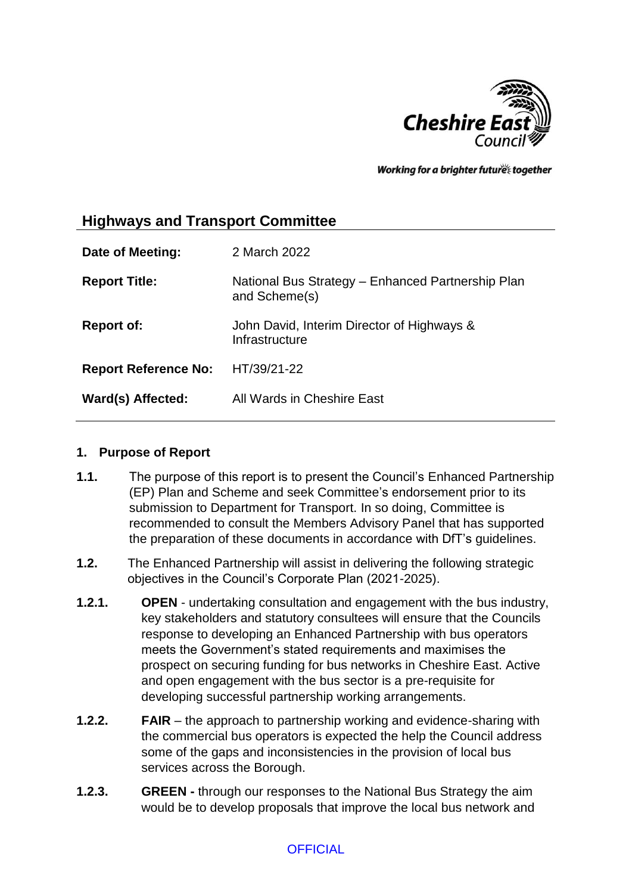Cheshire East Council

*Working for a brighter future together*

## Highways and Transport Committee

| | |
|---|---|
| **Date of Meeting:** | 2 March 2022 |
| **Report Title:** | National Bus Strategy – Enhanced Partnership Plan and Scheme(s) |
| **Report of:** | John David, Interim Director of Highways & Infrastructure |
| **Report Reference No:** | HT/39/21-22 |
| **Ward(s) Affected:** | All Wards in Cheshire East |

### 1. Purpose of Report

**1.1.** The purpose of this report is to present the Council's Enhanced Partnership (EP) Plan and Scheme and seek Committee's endorsement prior to its submission to Department for Transport. In so doing, Committee is recommended to consult the Members Advisory Panel that has supported the preparation of these documents in accordance with DfT's guidelines.

**1.2.** The Enhanced Partnership will assist in delivering the following strategic objectives in the Council's Corporate Plan (2021-2025).

**1.2.1.** **OPEN** - undertaking consultation and engagement with the bus industry, key stakeholders and statutory consultees will ensure that the Councils response to developing an Enhanced Partnership with bus operators meets the Government's stated requirements and maximises the prospect on securing funding for bus networks in Cheshire East. Active and open engagement with the bus sector is a pre-requisite for developing successful partnership working arrangements.

**1.2.2.** **FAIR** – the approach to partnership working and evidence-sharing with the commercial bus operators is expected the help the Council address some of the gaps and inconsistencies in the provision of local bus services across the Borough.

**1.2.3.** **GREEN -** through our responses to the National Bus Strategy the aim would be to develop proposals that improve the local bus network and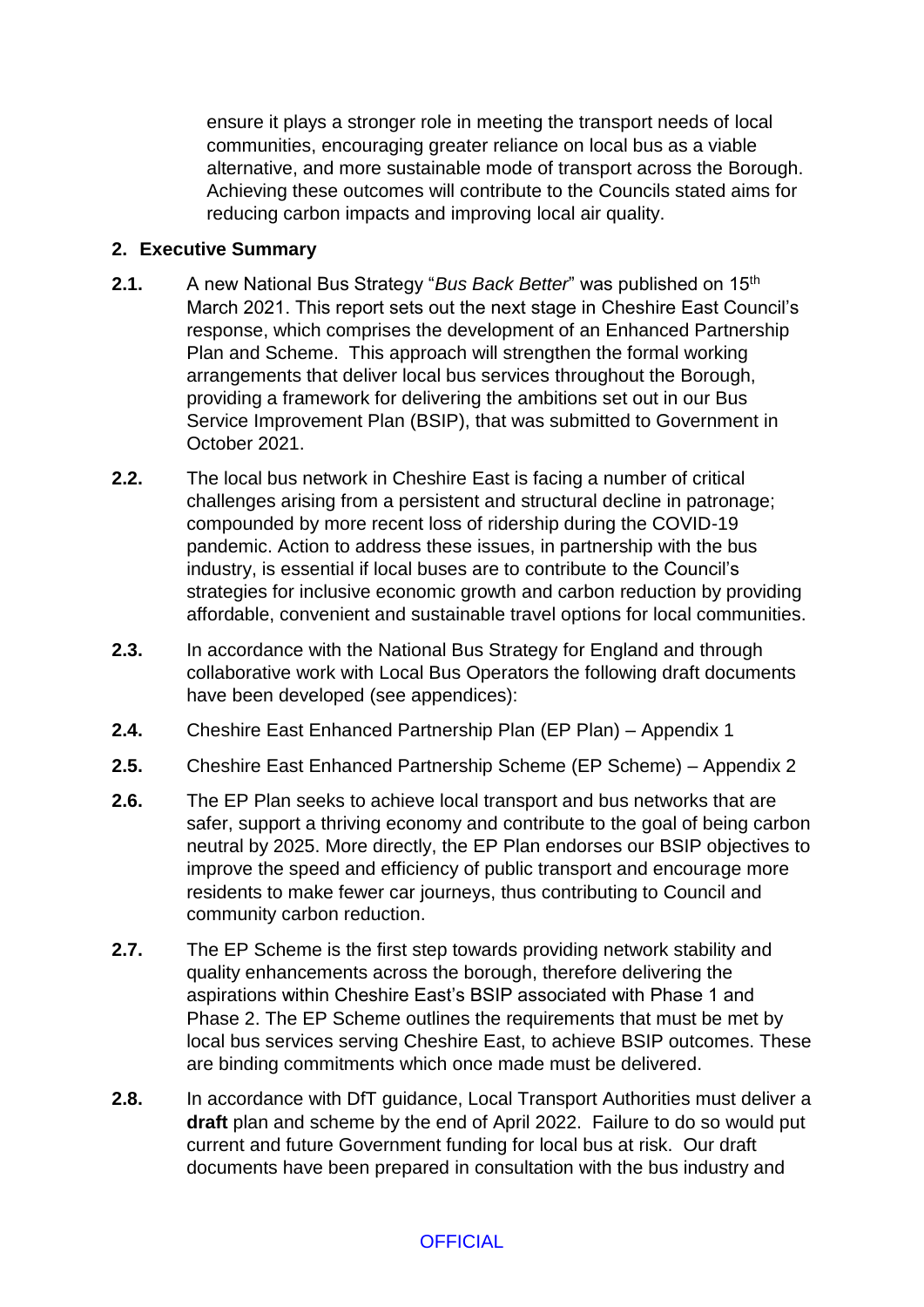ensure it plays a stronger role in meeting the transport needs of local communities, encouraging greater reliance on local bus as a viable alternative, and more sustainable mode of transport across the Borough. Achieving these outcomes will contribute to the Councils stated aims for reducing carbon impacts and improving local air quality.

## 2. Executive Summary

**2.1.** A new National Bus Strategy "*Bus Back Better*" was published on 15th March 2021. This report sets out the next stage in Cheshire East Council's response, which comprises the development of an Enhanced Partnership Plan and Scheme. This approach will strengthen the formal working arrangements that deliver local bus services throughout the Borough, providing a framework for delivering the ambitions set out in our Bus Service Improvement Plan (BSIP), that was submitted to Government in October 2021.

**2.2.** The local bus network in Cheshire East is facing a number of critical challenges arising from a persistent and structural decline in patronage; compounded by more recent loss of ridership during the COVID-19 pandemic. Action to address these issues, in partnership with the bus industry, is essential if local buses are to contribute to the Council's strategies for inclusive economic growth and carbon reduction by providing affordable, convenient and sustainable travel options for local communities.

**2.3.** In accordance with the National Bus Strategy for England and through collaborative work with Local Bus Operators the following draft documents have been developed (see appendices):

**2.4.** Cheshire East Enhanced Partnership Plan (EP Plan) – Appendix 1

**2.5.** Cheshire East Enhanced Partnership Scheme (EP Scheme) – Appendix 2

**2.6.** The EP Plan seeks to achieve local transport and bus networks that are safer, support a thriving economy and contribute to the goal of being carbon neutral by 2025. More directly, the EP Plan endorses our BSIP objectives to improve the speed and efficiency of public transport and encourage more residents to make fewer car journeys, thus contributing to Council and community carbon reduction.

**2.7.** The EP Scheme is the first step towards providing network stability and quality enhancements across the borough, therefore delivering the aspirations within Cheshire East's BSIP associated with Phase 1 and Phase 2. The EP Scheme outlines the requirements that must be met by local bus services serving Cheshire East, to achieve BSIP outcomes. These are binding commitments which once made must be delivered.

**2.8.** In accordance with DfT guidance, Local Transport Authorities must deliver a **draft** plan and scheme by the end of April 2022. Failure to do so would put current and future Government funding for local bus at risk. Our draft documents have been prepared in consultation with the bus industry and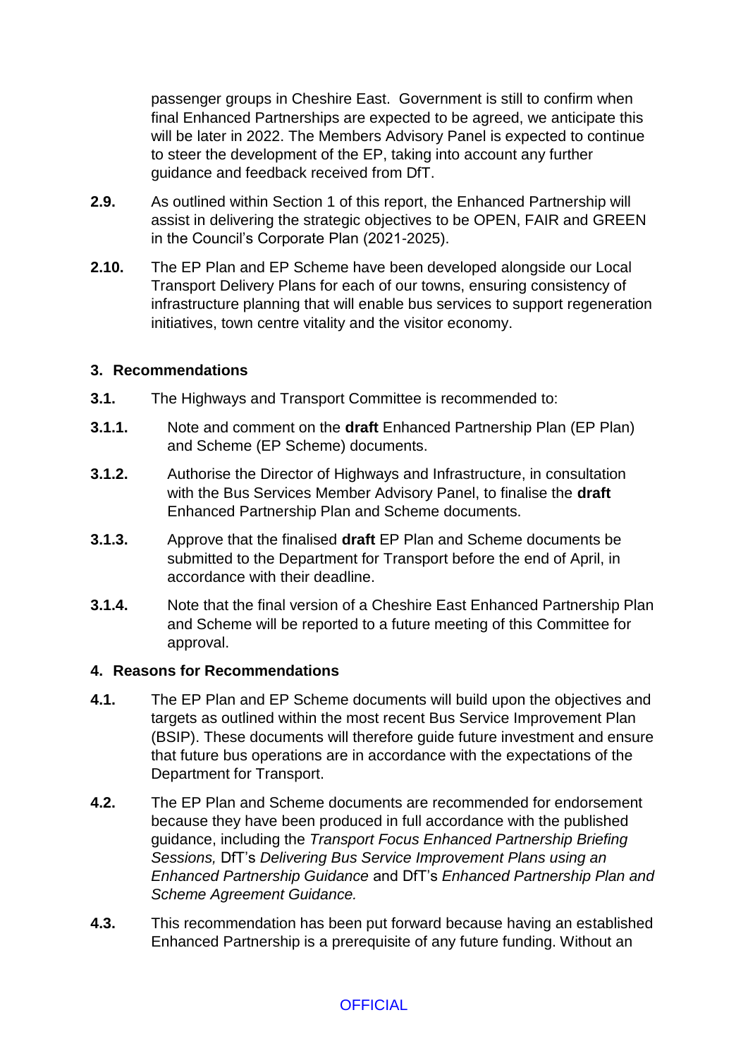passenger groups in Cheshire East. Government is still to confirm when final Enhanced Partnerships are expected to be agreed, we anticipate this will be later in 2022. The Members Advisory Panel is expected to continue to steer the development of the EP, taking into account any further guidance and feedback received from DfT.

**2.9.** As outlined within Section 1 of this report, the Enhanced Partnership will assist in delivering the strategic objectives to be OPEN, FAIR and GREEN in the Council's Corporate Plan (2021-2025).

**2.10.** The EP Plan and EP Scheme have been developed alongside our Local Transport Delivery Plans for each of our towns, ensuring consistency of infrastructure planning that will enable bus services to support regeneration initiatives, town centre vitality and the visitor economy.

## 3. Recommendations

**3.1.** The Highways and Transport Committee is recommended to:

**3.1.1.** Note and comment on the **draft** Enhanced Partnership Plan (EP Plan) and Scheme (EP Scheme) documents.

**3.1.2.** Authorise the Director of Highways and Infrastructure, in consultation with the Bus Services Member Advisory Panel, to finalise the **draft** Enhanced Partnership Plan and Scheme documents.

**3.1.3.** Approve that the finalised **draft** EP Plan and Scheme documents be submitted to the Department for Transport before the end of April, in accordance with their deadline.

**3.1.4.** Note that the final version of a Cheshire East Enhanced Partnership Plan and Scheme will be reported to a future meeting of this Committee for approval.

## 4. Reasons for Recommendations

**4.1.** The EP Plan and EP Scheme documents will build upon the objectives and targets as outlined within the most recent Bus Service Improvement Plan (BSIP). These documents will therefore guide future investment and ensure that future bus operations are in accordance with the expectations of the Department for Transport.

**4.2.** The EP Plan and Scheme documents are recommended for endorsement because they have been produced in full accordance with the published guidance, including the *Transport Focus Enhanced Partnership Briefing Sessions,* DfT's *Delivering Bus Service Improvement Plans using an Enhanced Partnership Guidance* and DfT's *Enhanced Partnership Plan and Scheme Agreement Guidance.*

**4.3.** This recommendation has been put forward because having an established Enhanced Partnership is a prerequisite of any future funding. Without an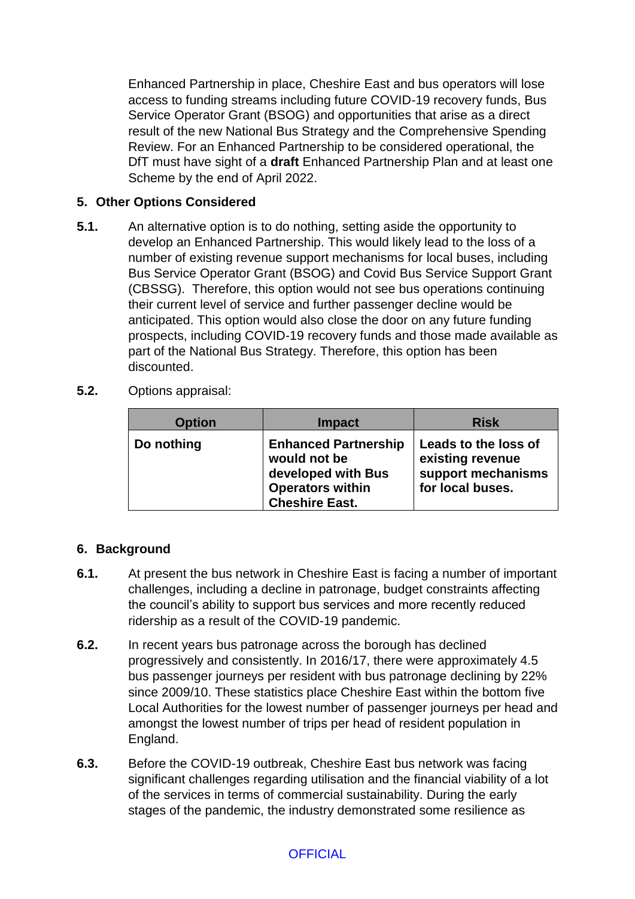Enhanced Partnership in place, Cheshire East and bus operators will lose access to funding streams including future COVID-19 recovery funds, Bus Service Operator Grant (BSOG) and opportunities that arise as a direct result of the new National Bus Strategy and the Comprehensive Spending Review. For an Enhanced Partnership to be considered operational, the DfT must have sight of a **draft** Enhanced Partnership Plan and at least one Scheme by the end of April 2022.

## 5. Other Options Considered

**5.1.** An alternative option is to do nothing, setting aside the opportunity to develop an Enhanced Partnership. This would likely lead to the loss of a number of existing revenue support mechanisms for local buses, including Bus Service Operator Grant (BSOG) and Covid Bus Service Support Grant (CBSSG). Therefore, this option would not see bus operations continuing their current level of service and further passenger decline would be anticipated. This option would also close the door on any future funding prospects, including COVID-19 recovery funds and those made available as part of the National Bus Strategy. Therefore, this option has been discounted.

**5.2.** Options appraisal:

| Option | Impact | Risk |
|---|---|---|
| **Do nothing** | **Enhanced Partnership would not be developed with Bus Operators within Cheshire East.** | **Leads to the loss of existing revenue support mechanisms for local buses.** |

## 6. Background

**6.1.** At present the bus network in Cheshire East is facing a number of important challenges, including a decline in patronage, budget constraints affecting the council's ability to support bus services and more recently reduced ridership as a result of the COVID-19 pandemic.

**6.2.** In recent years bus patronage across the borough has declined progressively and consistently. In 2016/17, there were approximately 4.5 bus passenger journeys per resident with bus patronage declining by 22% since 2009/10. These statistics place Cheshire East within the bottom five Local Authorities for the lowest number of passenger journeys per head and amongst the lowest number of trips per head of resident population in England.

**6.3.** Before the COVID-19 outbreak, Cheshire East bus network was facing significant challenges regarding utilisation and the financial viability of a lot of the services in terms of commercial sustainability. During the early stages of the pandemic, the industry demonstrated some resilience as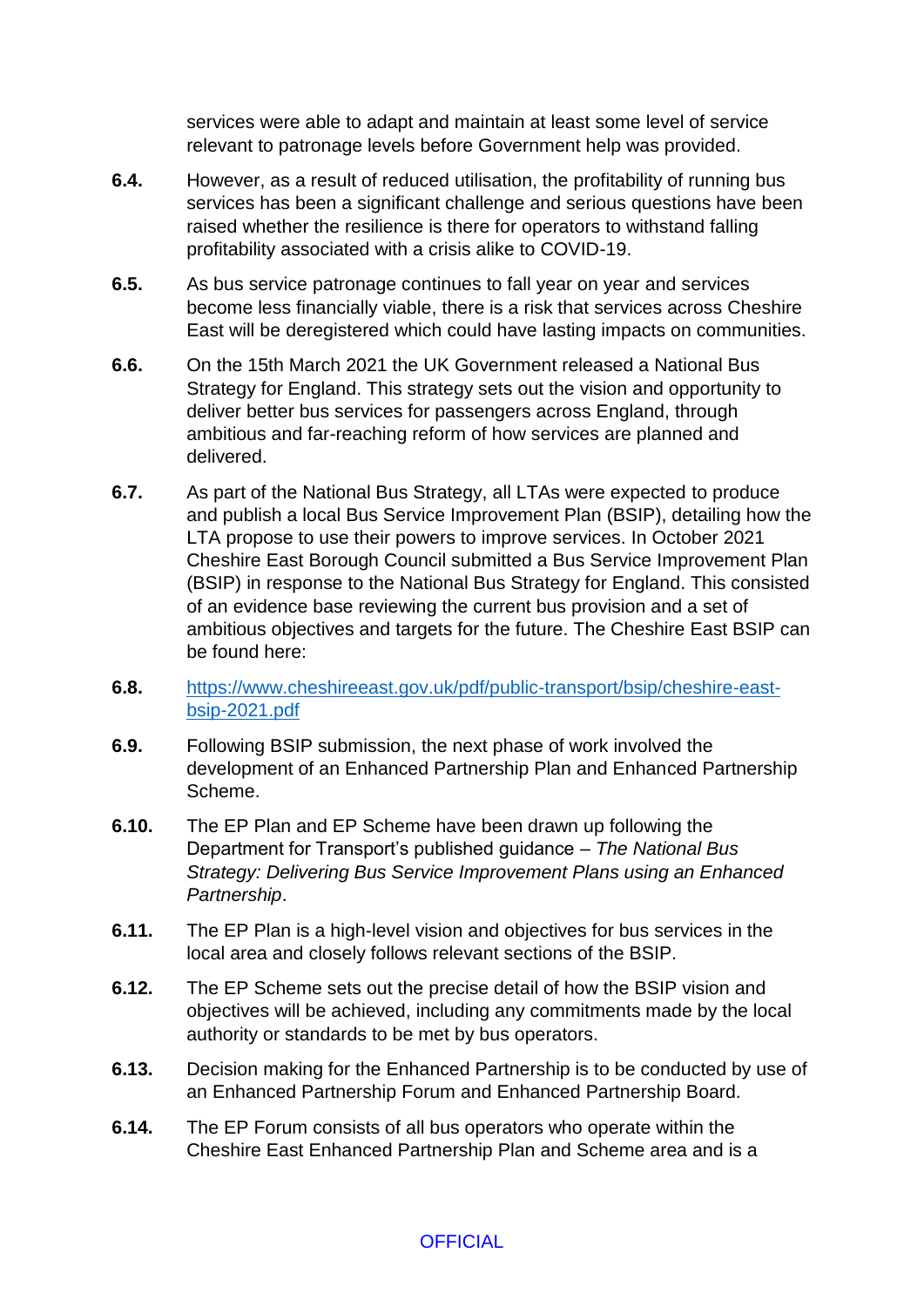services were able to adapt and maintain at least some level of service relevant to patronage levels before Government help was provided.

**6.4.** However, as a result of reduced utilisation, the profitability of running bus services has been a significant challenge and serious questions have been raised whether the resilience is there for operators to withstand falling profitability associated with a crisis alike to COVID-19.

**6.5.** As bus service patronage continues to fall year on year and services become less financially viable, there is a risk that services across Cheshire East will be deregistered which could have lasting impacts on communities.

**6.6.** On the 15th March 2021 the UK Government released a National Bus Strategy for England. This strategy sets out the vision and opportunity to deliver better bus services for passengers across England, through ambitious and far-reaching reform of how services are planned and delivered.

**6.7.** As part of the National Bus Strategy, all LTAs were expected to produce and publish a local Bus Service Improvement Plan (BSIP), detailing how the LTA propose to use their powers to improve services. In October 2021 Cheshire East Borough Council submitted a Bus Service Improvement Plan (BSIP) in response to the National Bus Strategy for England. This consisted of an evidence base reviewing the current bus provision and a set of ambitious objectives and targets for the future. The Cheshire East BSIP can be found here:

**6.8.** [https://www.cheshireeast.gov.uk/pdf/public-transport/bsip/cheshire-east-bsip-2021.pdf](https://www.cheshireeast.gov.uk/pdf/public-transport/bsip/cheshire-east-bsip-2021.pdf)

**6.9.** Following BSIP submission, the next phase of work involved the development of an Enhanced Partnership Plan and Enhanced Partnership Scheme.

**6.10.** The EP Plan and EP Scheme have been drawn up following the Department for Transport's published guidance – *The National Bus Strategy: Delivering Bus Service Improvement Plans using an Enhanced Partnership*.

**6.11.** The EP Plan is a high-level vision and objectives for bus services in the local area and closely follows relevant sections of the BSIP.

**6.12.** The EP Scheme sets out the precise detail of how the BSIP vision and objectives will be achieved, including any commitments made by the local authority or standards to be met by bus operators.

**6.13.** Decision making for the Enhanced Partnership is to be conducted by use of an Enhanced Partnership Forum and Enhanced Partnership Board.

**6.14.** The EP Forum consists of all bus operators who operate within the Cheshire East Enhanced Partnership Plan and Scheme area and is a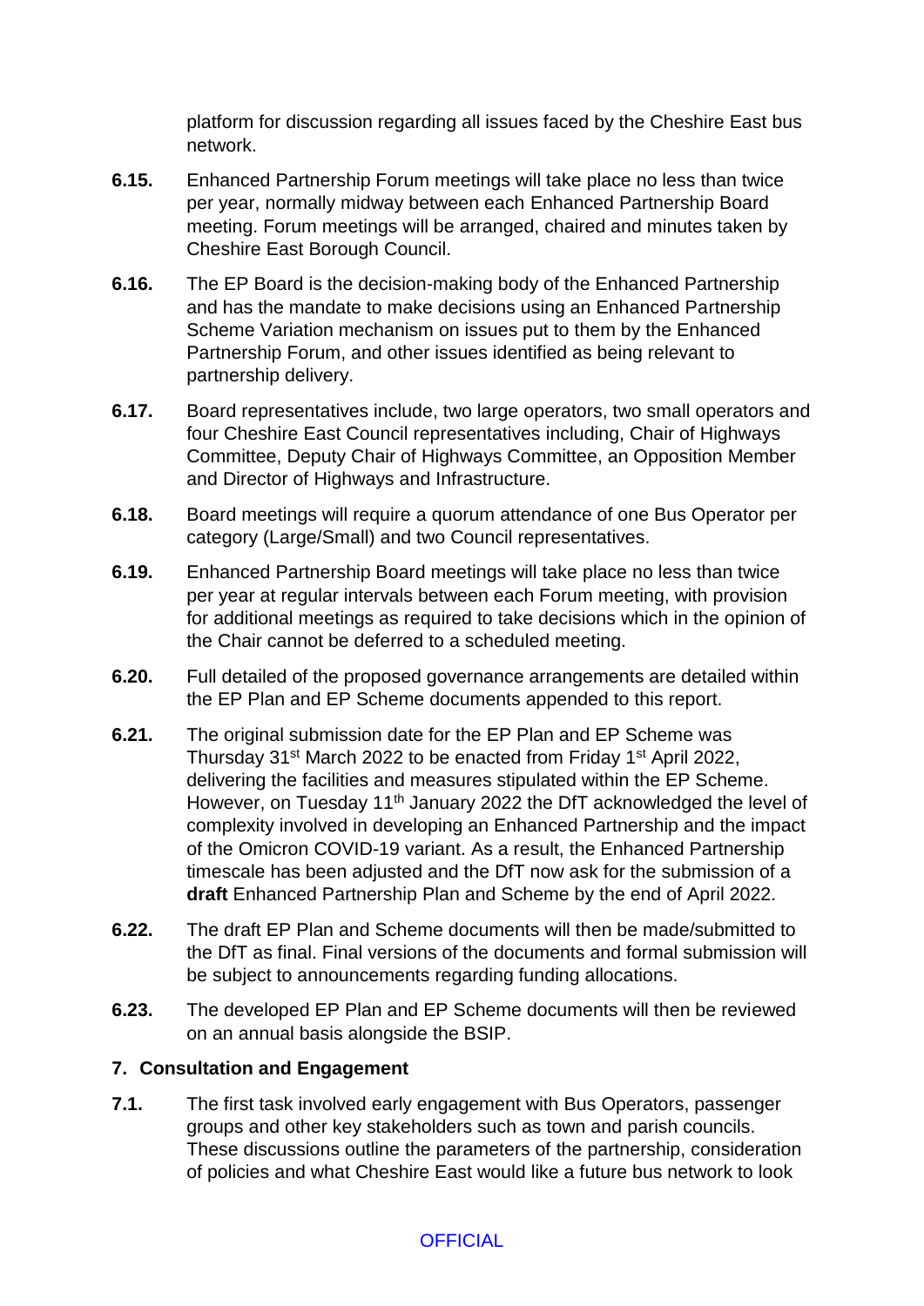platform for discussion regarding all issues faced by the Cheshire East bus network.

**6.15.** Enhanced Partnership Forum meetings will take place no less than twice per year, normally midway between each Enhanced Partnership Board meeting. Forum meetings will be arranged, chaired and minutes taken by Cheshire East Borough Council.

**6.16.** The EP Board is the decision-making body of the Enhanced Partnership and has the mandate to make decisions using an Enhanced Partnership Scheme Variation mechanism on issues put to them by the Enhanced Partnership Forum, and other issues identified as being relevant to partnership delivery.

**6.17.** Board representatives include, two large operators, two small operators and four Cheshire East Council representatives including, Chair of Highways Committee, Deputy Chair of Highways Committee, an Opposition Member and Director of Highways and Infrastructure.

**6.18.** Board meetings will require a quorum attendance of one Bus Operator per category (Large/Small) and two Council representatives.

**6.19.** Enhanced Partnership Board meetings will take place no less than twice per year at regular intervals between each Forum meeting, with provision for additional meetings as required to take decisions which in the opinion of the Chair cannot be deferred to a scheduled meeting.

**6.20.** Full detailed of the proposed governance arrangements are detailed within the EP Plan and EP Scheme documents appended to this report.

**6.21.** The original submission date for the EP Plan and EP Scheme was Thursday 31st March 2022 to be enacted from Friday 1st April 2022, delivering the facilities and measures stipulated within the EP Scheme. However, on Tuesday 11th January 2022 the DfT acknowledged the level of complexity involved in developing an Enhanced Partnership and the impact of the Omicron COVID-19 variant. As a result, the Enhanced Partnership timescale has been adjusted and the DfT now ask for the submission of a **draft** Enhanced Partnership Plan and Scheme by the end of April 2022.

**6.22.** The draft EP Plan and Scheme documents will then be made/submitted to the DfT as final. Final versions of the documents and formal submission will be subject to announcements regarding funding allocations.

**6.23.** The developed EP Plan and EP Scheme documents will then be reviewed on an annual basis alongside the BSIP.

## 7. Consultation and Engagement

**7.1.** The first task involved early engagement with Bus Operators, passenger groups and other key stakeholders such as town and parish councils. These discussions outline the parameters of the partnership, consideration of policies and what Cheshire East would like a future bus network to look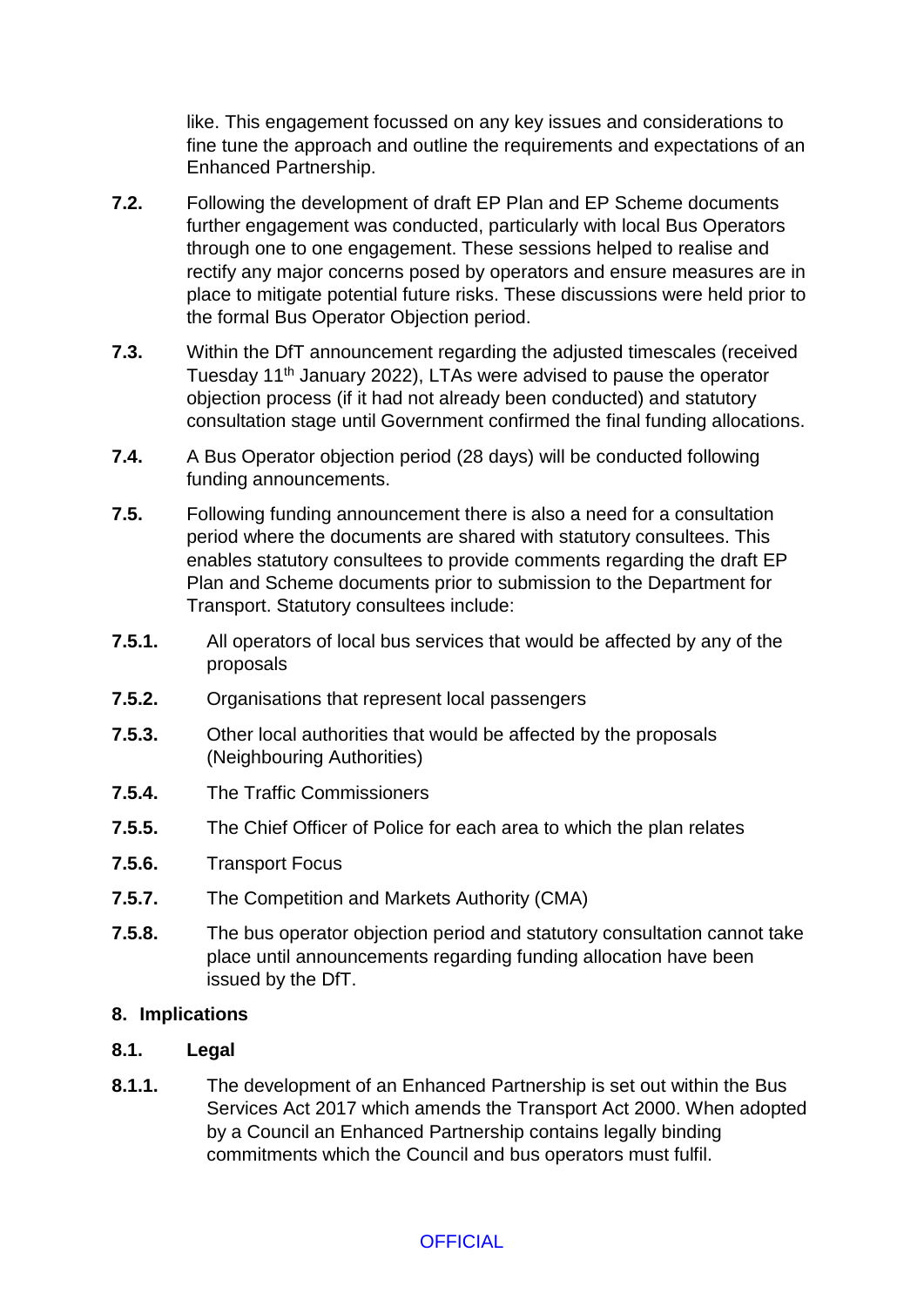like. This engagement focussed on any key issues and considerations to fine tune the approach and outline the requirements and expectations of an Enhanced Partnership.

**7.2.** Following the development of draft EP Plan and EP Scheme documents further engagement was conducted, particularly with local Bus Operators through one to one engagement. These sessions helped to realise and rectify any major concerns posed by operators and ensure measures are in place to mitigate potential future risks. These discussions were held prior to the formal Bus Operator Objection period.

**7.3.** Within the DfT announcement regarding the adjusted timescales (received Tuesday 11th January 2022), LTAs were advised to pause the operator objection process (if it had not already been conducted) and statutory consultation stage until Government confirmed the final funding allocations.

**7.4.** A Bus Operator objection period (28 days) will be conducted following funding announcements.

**7.5.** Following funding announcement there is also a need for a consultation period where the documents are shared with statutory consultees. This enables statutory consultees to provide comments regarding the draft EP Plan and Scheme documents prior to submission to the Department for Transport. Statutory consultees include:

**7.5.1.** All operators of local bus services that would be affected by any of the proposals

**7.5.2.** Organisations that represent local passengers

**7.5.3.** Other local authorities that would be affected by the proposals (Neighbouring Authorities)

**7.5.4.** The Traffic Commissioners

**7.5.5.** The Chief Officer of Police for each area to which the plan relates

**7.5.6.** Transport Focus

**7.5.7.** The Competition and Markets Authority (CMA)

**7.5.8.** The bus operator objection period and statutory consultation cannot take place until announcements regarding funding allocation have been issued by the DfT.

## 8. Implications

### 8.1. Legal

**8.1.1.** The development of an Enhanced Partnership is set out within the Bus Services Act 2017 which amends the Transport Act 2000. When adopted by a Council an Enhanced Partnership contains legally binding commitments which the Council and bus operators must fulfil.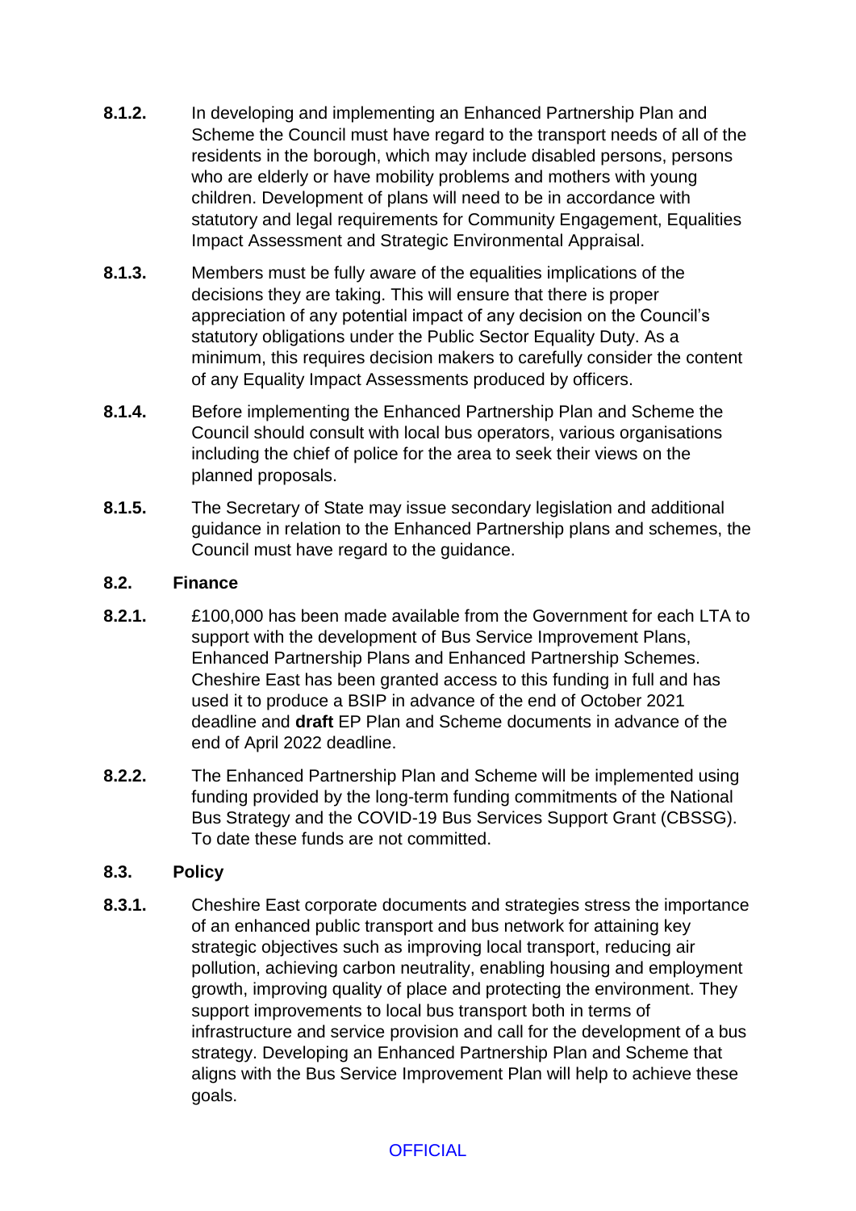**8.1.2.** In developing and implementing an Enhanced Partnership Plan and Scheme the Council must have regard to the transport needs of all of the residents in the borough, which may include disabled persons, persons who are elderly or have mobility problems and mothers with young children. Development of plans will need to be in accordance with statutory and legal requirements for Community Engagement, Equalities Impact Assessment and Strategic Environmental Appraisal.

**8.1.3.** Members must be fully aware of the equalities implications of the decisions they are taking. This will ensure that there is proper appreciation of any potential impact of any decision on the Council's statutory obligations under the Public Sector Equality Duty. As a minimum, this requires decision makers to carefully consider the content of any Equality Impact Assessments produced by officers.

**8.1.4.** Before implementing the Enhanced Partnership Plan and Scheme the Council should consult with local bus operators, various organisations including the chief of police for the area to seek their views on the planned proposals.

**8.1.5.** The Secretary of State may issue secondary legislation and additional guidance in relation to the Enhanced Partnership plans and schemes, the Council must have regard to the guidance.

### 8.2. Finance

**8.2.1.** £100,000 has been made available from the Government for each LTA to support with the development of Bus Service Improvement Plans, Enhanced Partnership Plans and Enhanced Partnership Schemes. Cheshire East has been granted access to this funding in full and has used it to produce a BSIP in advance of the end of October 2021 deadline and **draft** EP Plan and Scheme documents in advance of the end of April 2022 deadline.

**8.2.2.** The Enhanced Partnership Plan and Scheme will be implemented using funding provided by the long-term funding commitments of the National Bus Strategy and the COVID-19 Bus Services Support Grant (CBSSG). To date these funds are not committed.

### 8.3. Policy

**8.3.1.** Cheshire East corporate documents and strategies stress the importance of an enhanced public transport and bus network for attaining key strategic objectives such as improving local transport, reducing air pollution, achieving carbon neutrality, enabling housing and employment growth, improving quality of place and protecting the environment. They support improvements to local bus transport both in terms of infrastructure and service provision and call for the development of a bus strategy. Developing an Enhanced Partnership Plan and Scheme that aligns with the Bus Service Improvement Plan will help to achieve these goals.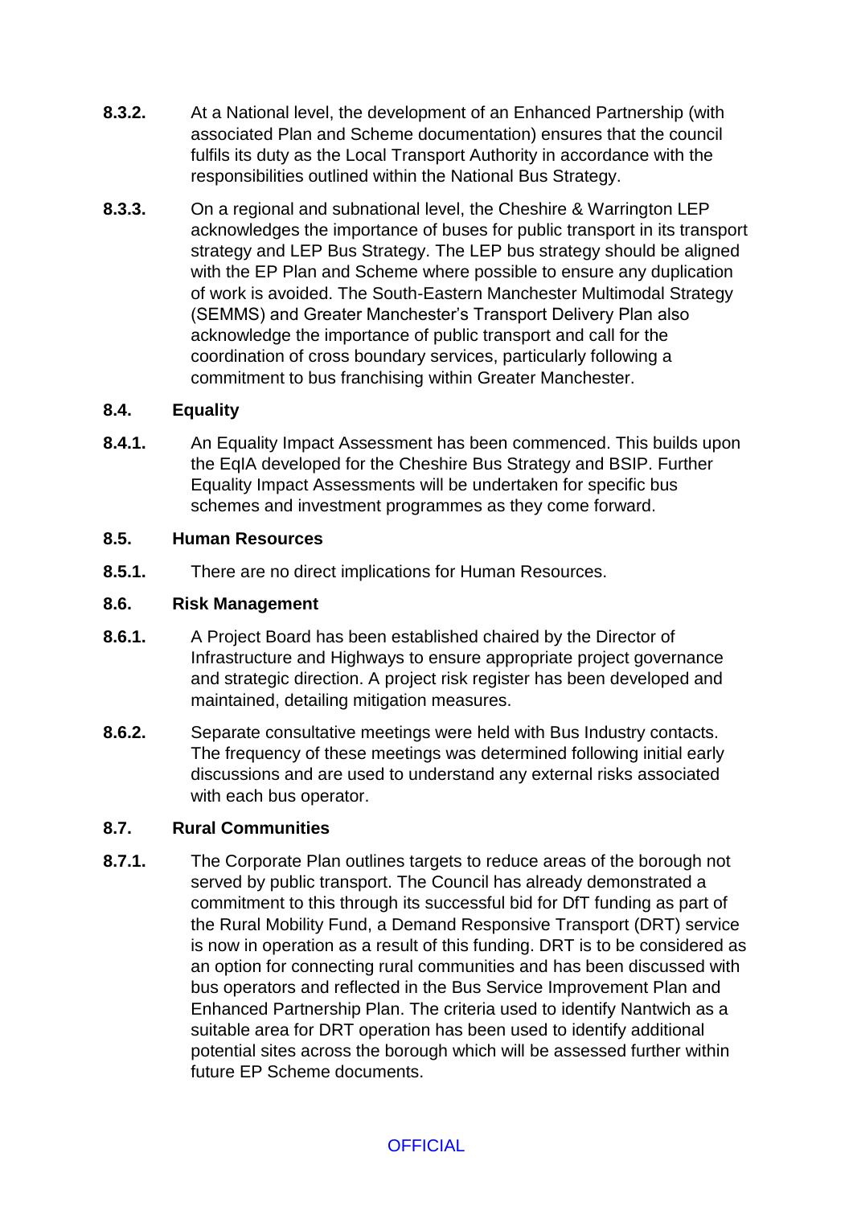**8.3.2.** At a National level, the development of an Enhanced Partnership (with associated Plan and Scheme documentation) ensures that the council fulfils its duty as the Local Transport Authority in accordance with the responsibilities outlined within the National Bus Strategy.

**8.3.3.** On a regional and subnational level, the Cheshire & Warrington LEP acknowledges the importance of buses for public transport in its transport strategy and LEP Bus Strategy. The LEP bus strategy should be aligned with the EP Plan and Scheme where possible to ensure any duplication of work is avoided. The South-Eastern Manchester Multimodal Strategy (SEMMS) and Greater Manchester's Transport Delivery Plan also acknowledge the importance of public transport and call for the coordination of cross boundary services, particularly following a commitment to bus franchising within Greater Manchester.

### 8.4. Equality

**8.4.1.** An Equality Impact Assessment has been commenced. This builds upon the EqIA developed for the Cheshire Bus Strategy and BSIP. Further Equality Impact Assessments will be undertaken for specific bus schemes and investment programmes as they come forward.

### 8.5. Human Resources

**8.5.1.** There are no direct implications for Human Resources.

### 8.6. Risk Management

**8.6.1.** A Project Board has been established chaired by the Director of Infrastructure and Highways to ensure appropriate project governance and strategic direction. A project risk register has been developed and maintained, detailing mitigation measures.

**8.6.2.** Separate consultative meetings were held with Bus Industry contacts. The frequency of these meetings was determined following initial early discussions and are used to understand any external risks associated with each bus operator.

### 8.7. Rural Communities

**8.7.1.** The Corporate Plan outlines targets to reduce areas of the borough not served by public transport. The Council has already demonstrated a commitment to this through its successful bid for DfT funding as part of the Rural Mobility Fund, a Demand Responsive Transport (DRT) service is now in operation as a result of this funding. DRT is to be considered as an option for connecting rural communities and has been discussed with bus operators and reflected in the Bus Service Improvement Plan and Enhanced Partnership Plan. The criteria used to identify Nantwich as a suitable area for DRT operation has been used to identify additional potential sites across the borough which will be assessed further within future EP Scheme documents.

OFFICIAL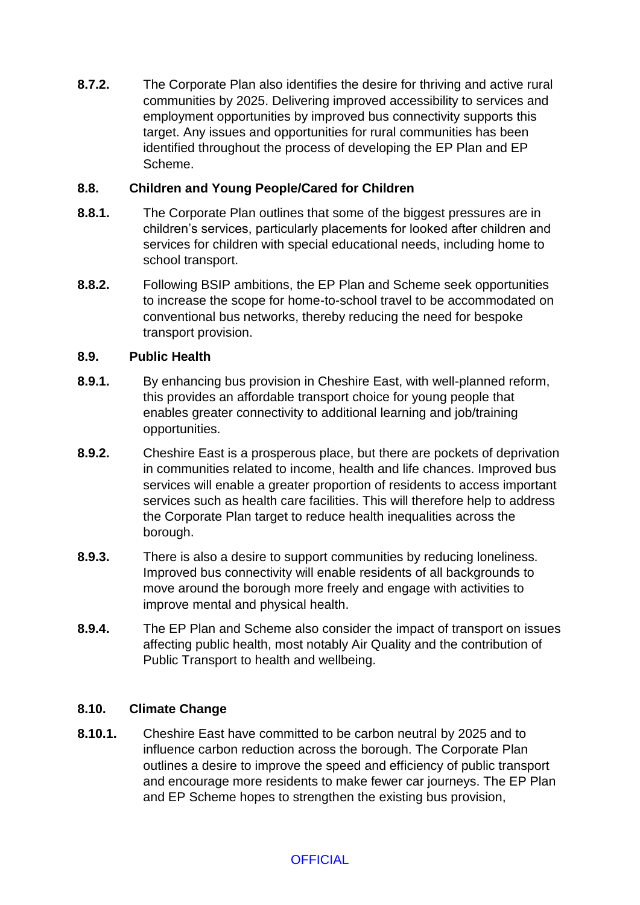**8.7.2.** The Corporate Plan also identifies the desire for thriving and active rural communities by 2025. Delivering improved accessibility to services and employment opportunities by improved bus connectivity supports this target. Any issues and opportunities for rural communities has been identified throughout the process of developing the EP Plan and EP Scheme.

### 8.8. Children and Young People/Cared for Children

**8.8.1.** The Corporate Plan outlines that some of the biggest pressures are in children's services, particularly placements for looked after children and services for children with special educational needs, including home to school transport.

**8.8.2.** Following BSIP ambitions, the EP Plan and Scheme seek opportunities to increase the scope for home-to-school travel to be accommodated on conventional bus networks, thereby reducing the need for bespoke transport provision.

### 8.9. Public Health

**8.9.1.** By enhancing bus provision in Cheshire East, with well-planned reform, this provides an affordable transport choice for young people that enables greater connectivity to additional learning and job/training opportunities.

**8.9.2.** Cheshire East is a prosperous place, but there are pockets of deprivation in communities related to income, health and life chances. Improved bus services will enable a greater proportion of residents to access important services such as health care facilities. This will therefore help to address the Corporate Plan target to reduce health inequalities across the borough.

**8.9.3.** There is also a desire to support communities by reducing loneliness. Improved bus connectivity will enable residents of all backgrounds to move around the borough more freely and engage with activities to improve mental and physical health.

**8.9.4.** The EP Plan and Scheme also consider the impact of transport on issues affecting public health, most notably Air Quality and the contribution of Public Transport to health and wellbeing.

### 8.10. Climate Change

**8.10.1.** Cheshire East have committed to be carbon neutral by 2025 and to influence carbon reduction across the borough. The Corporate Plan outlines a desire to improve the speed and efficiency of public transport and encourage more residents to make fewer car journeys. The EP Plan and EP Scheme hopes to strengthen the existing bus provision,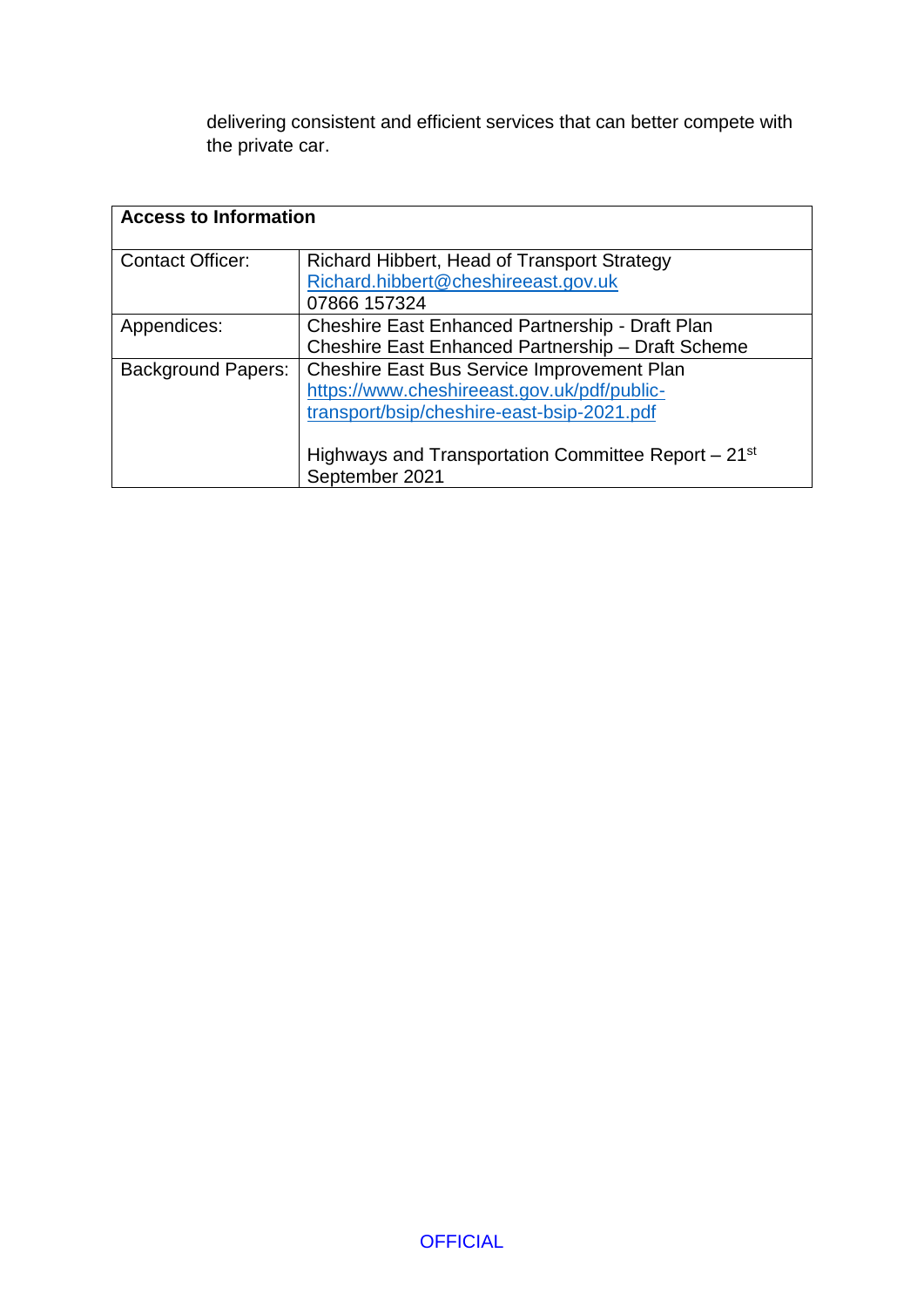delivering consistent and efficient services that can better compete with the private car.

| **Access to Information** | |
|---|---|
| Contact Officer: | Richard Hibbert, Head of Transport Strategy<br>Richard.hibbert@cheshireeast.gov.uk<br>07866 157324 |
| Appendices: | Cheshire East Enhanced Partnership - Draft Plan<br>Cheshire East Enhanced Partnership – Draft Scheme |
| Background Papers: | Cheshire East Bus Service Improvement Plan<br>https://www.cheshireeast.gov.uk/pdf/public-transport/bsip/cheshire-east-bsip-2021.pdf<br><br>Highways and Transportation Committee Report – 21st September 2021 |

OFFICIAL